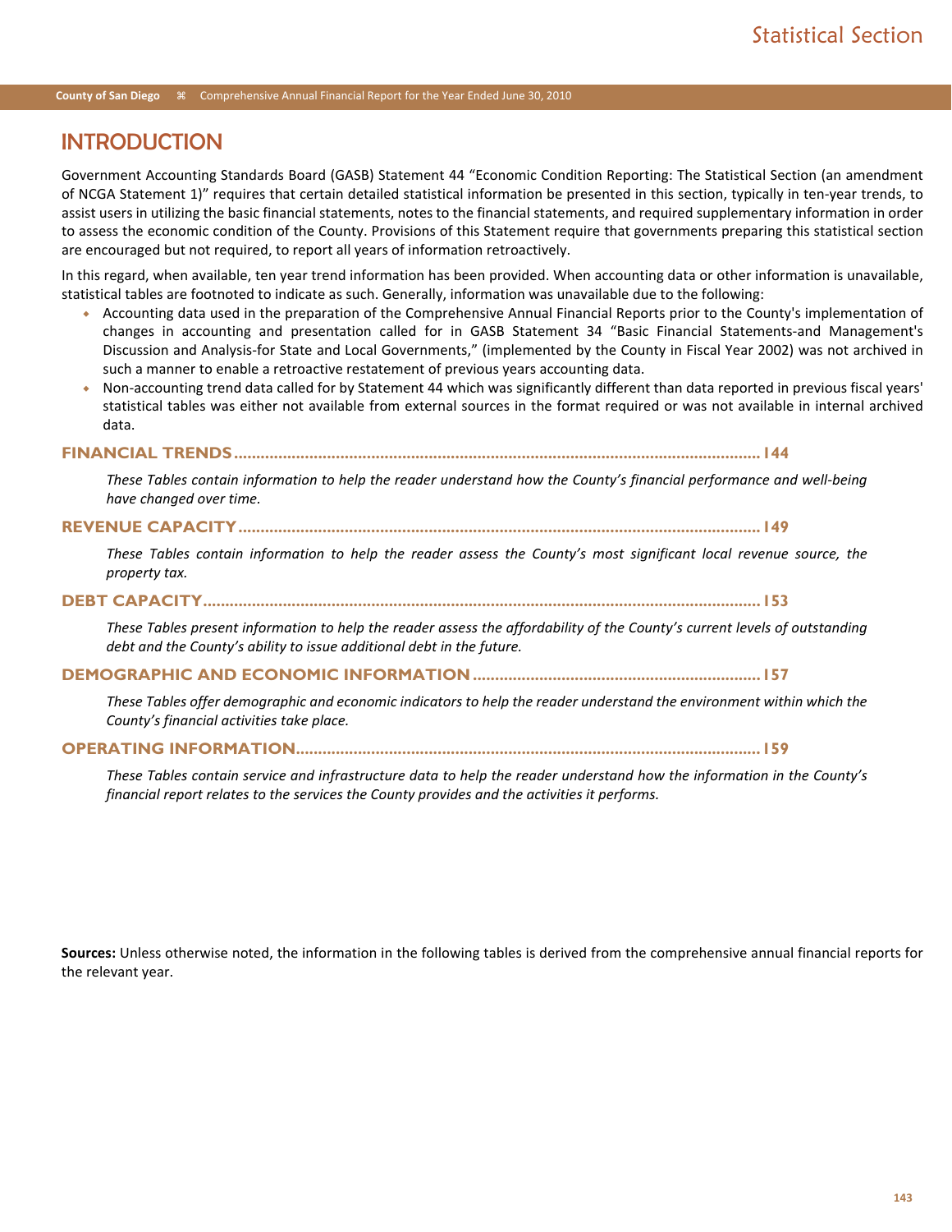# INTRODUCTION

Government Accounting Standards Board (GASB) Statement 44 "Economic Condition Reporting: The Statistical Section (an amendment of NCGA Statement 1)" requires that certain detailed statistical information be presented in this section, typically in ten-year trends, to assist users in utilizing the basic financial statements, notes to the financial statements, and required supplementary information in order to assess the economic condition of the County. Provisions of this Statement require that governments preparing this statistical section are encouraged but not required, to report all years of information retroactively.

In this regard, when available, ten year trend information has been provided. When accounting data or other information is unavailable, statistical tables are footnoted to indicate as such. Generally, information was unavailable due to the following:

- Accounting data used in the preparation of the Comprehensive Annual Financial Reports prior to the County's implementation of changes in accounting and presentation called for in GASB Statement 34 "Basic Financial Statements-and Management's Discussion and Analysis-for State and Local Governments," (implemented by the County in Fiscal Year 2002) was not archived in such a manner to enable a retroactive restatement of previous years accounting data.
- Non-accounting trend data called for by Statement 44 which was significantly different than data reported in previous fiscal years' statistical tables was either not available from external sources in the format required or was not available in internal archived data.

**FINANCIAL TRENDS ........................................................ 144**

*These Tables contain information to help the reader understand how the County's financial performance and well-being have changed over time.*

**REVENUE CAPACITY ........................................................ 149**

*These Tables contain information to help the reader assess the County's most significant local revenue source, the property tax.*

**DEBT CAPACITY ........................................................ 153**

*These Tables present information to help the reader assess the affordability of the County's current levels of outstanding debt and the County's ability to issue additional debt in the future.*

**DEMOGRAPHIC AND ECONOMIC INFORMATION ........................................................ 157**

*These Tables offer demographic and economic indicators to help the reader understand the environment within which the County's financial activities take place.*

**OPERATING INFORMATION ........................................................ 159**

*These Tables contain service and infrastructure data to help the reader understand how the information in the County's financial report relates to the services the County provides and the activities it performs.*

**Sources:** Unless otherwise noted, the information in the following tables is derived from the comprehensive annual financial reports for the relevant year.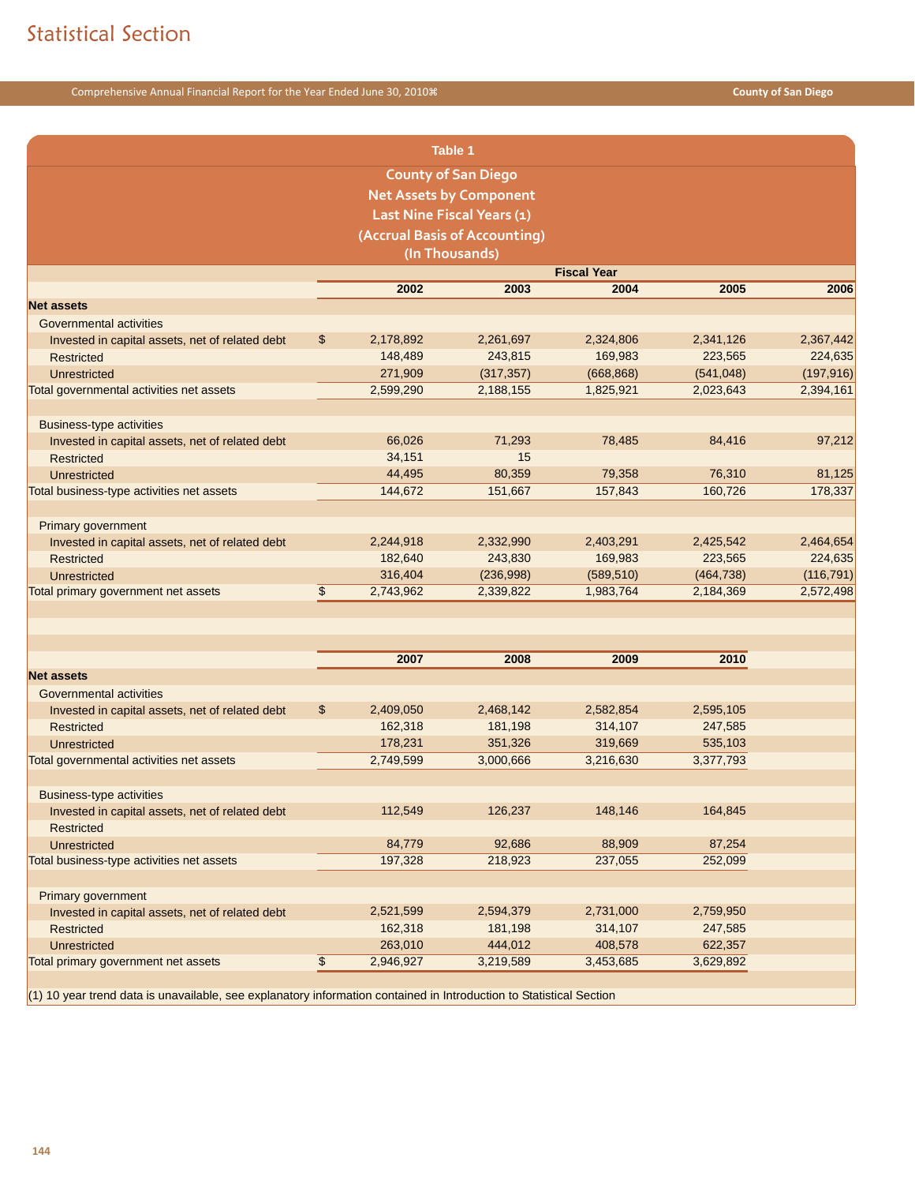# Statistical Section

**Table 1**

**County of San Diego**
**Net Assets by Component**
**Last Nine Fiscal Years (1)**
**(Accrual Basis of Accounting)**
**(In Thousands)**

| | Fiscal Year | | | | |
|---|---|---|---|---|---|
| | 2002 | 2003 | 2004 | 2005 | 2006 |
| **Net assets** | | | | | |
| Governmental activities | | | | | |
| Invested in capital assets, net of related debt | $ 2,178,892 | 2,261,697 | 2,324,806 | 2,341,126 | 2,367,442 |
| Restricted | 148,489 | 243,815 | 169,983 | 223,565 | 224,635 |
| Unrestricted | 271,909 | (317,357) | (668,868) | (541,048) | (197,916) |
| Total governmental activities net assets | 2,599,290 | 2,188,155 | 1,825,921 | 2,023,643 | 2,394,161 |
| | | | | | |
| Business-type activities | | | | | |
| Invested in capital assets, net of related debt | 66,026 | 71,293 | 78,485 | 84,416 | 97,212 |
| Restricted | 34,151 | 15 | | | |
| Unrestricted | 44,495 | 80,359 | 79,358 | 76,310 | 81,125 |
| Total business-type activities net assets | 144,672 | 151,667 | 157,843 | 160,726 | 178,337 |
| | | | | | |
| Primary government | | | | | |
| Invested in capital assets, net of related debt | 2,244,918 | 2,332,990 | 2,403,291 | 2,425,542 | 2,464,654 |
| Restricted | 182,640 | 243,830 | 169,983 | 223,565 | 224,635 |
| Unrestricted | 316,404 | (236,998) | (589,510) | (464,738) | (116,791) |
| Total primary government net assets | $ 2,743,962 | 2,339,822 | 1,983,764 | 2,184,369 | 2,572,498 |

| | 2007 | 2008 | 2009 | 2010 |
|---|---|---|---|---|
| **Net assets** | | | | |
| Governmental activities | | | | |
| Invested in capital assets, net of related debt | $ 2,409,050 | 2,468,142 | 2,582,854 | 2,595,105 |
| Restricted | 162,318 | 181,198 | 314,107 | 247,585 |
| Unrestricted | 178,231 | 351,326 | 319,669 | 535,103 |
| Total governmental activities net assets | 2,749,599 | 3,000,666 | 3,216,630 | 3,377,793 |
| | | | | |
| Business-type activities | | | | |
| Invested in capital assets, net of related debt | 112,549 | 126,237 | 148,146 | 164,845 |
| Restricted | | | | |
| Unrestricted | 84,779 | 92,686 | 88,909 | 87,254 |
| Total business-type activities net assets | 197,328 | 218,923 | 237,055 | 252,099 |
| | | | | |
| Primary government | | | | |
| Invested in capital assets, net of related debt | 2,521,599 | 2,594,379 | 2,731,000 | 2,759,950 |
| Restricted | 162,318 | 181,198 | 314,107 | 247,585 |
| Unrestricted | 263,010 | 444,012 | 408,578 | 622,357 |
| Total primary government net assets | $ 2,946,927 | 3,219,589 | 3,453,685 | 3,629,892 |

(1) 10 year trend data is unavailable, see explanatory information contained in Introduction to Statistical Section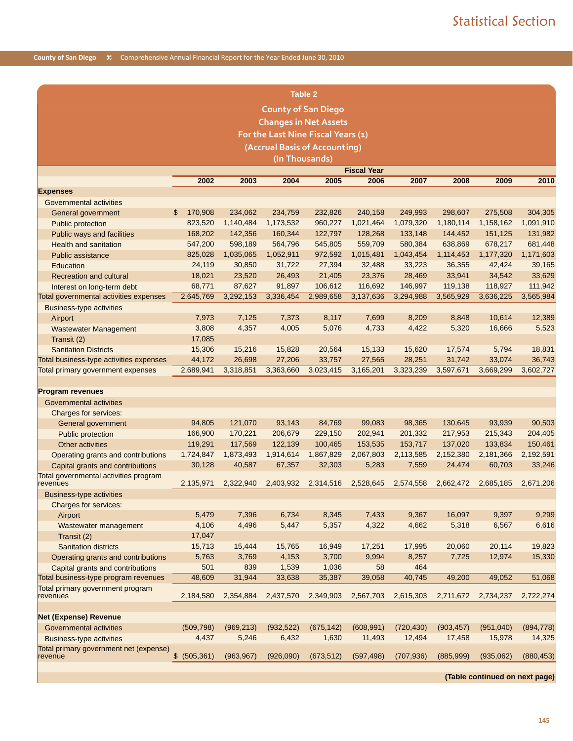# Statistical Section

## Table 2

### County of San Diego
### Changes in Net Assets
### For the Last Nine Fiscal Years (1)
### (Accrual Basis of Accounting)
### (In Thousands)

| | Fiscal Year | | | | | | | | |
|---|---|---|---|---|---|---|---|---|---|
| | 2002 | 2003 | 2004 | 2005 | 2006 | 2007 | 2008 | 2009 | 2010 |
| **Expenses** | | | | | | | | | |
| Governmental activities | | | | | | | | | |
| General government | $ 170,908 | 234,062 | 234,759 | 232,826 | 240,158 | 249,993 | 298,607 | 275,508 | 304,305 |
| Public protection | 823,520 | 1,140,484 | 1,173,532 | 960,227 | 1,021,464 | 1,079,320 | 1,180,114 | 1,158,162 | 1,091,910 |
| Public ways and facilities | 168,202 | 142,356 | 160,344 | 122,797 | 128,268 | 133,148 | 144,452 | 151,125 | 131,982 |
| Health and sanitation | 547,200 | 598,189 | 564,796 | 545,805 | 559,709 | 580,384 | 638,869 | 678,217 | 681,448 |
| Public assistance | 825,028 | 1,035,065 | 1,052,911 | 972,592 | 1,015,481 | 1,043,454 | 1,114,453 | 1,177,320 | 1,171,603 |
| Education | 24,119 | 30,850 | 31,722 | 27,394 | 32,488 | 33,223 | 36,355 | 42,424 | 39,165 |
| Recreation and cultural | 18,021 | 23,520 | 26,493 | 21,405 | 23,376 | 28,469 | 33,941 | 34,542 | 33,629 |
| Interest on long-term debt | 68,771 | 87,627 | 91,897 | 106,612 | 116,692 | 146,997 | 119,138 | 118,927 | 111,942 |
| Total governmental activities expenses | 2,645,769 | 3,292,153 | 3,336,454 | 2,989,658 | 3,137,636 | 3,294,988 | 3,565,929 | 3,636,225 | 3,565,984 |
| Business-type activities | | | | | | | | | |
| Airport | 7,973 | 7,125 | 7,373 | 8,117 | 7,699 | 8,209 | 8,848 | 10,614 | 12,389 |
| Wastewater Management | 3,808 | 4,357 | 4,005 | 5,076 | 4,733 | 4,422 | 5,320 | 16,666 | 5,523 |
| Transit (2) | 17,085 | | | | | | | | |
| Sanitation Districts | 15,306 | 15,216 | 15,828 | 20,564 | 15,133 | 15,620 | 17,574 | 5,794 | 18,831 |
| Total business-type activities expenses | 44,172 | 26,698 | 27,206 | 33,757 | 27,565 | 28,251 | 31,742 | 33,074 | 36,743 |
| Total primary government expenses | 2,689,941 | 3,318,851 | 3,363,660 | 3,023,415 | 3,165,201 | 3,323,239 | 3,597,671 | 3,669,299 | 3,602,727 |
| | | | | | | | | | |
| **Program revenues** | | | | | | | | | |
| Governmental activities | | | | | | | | | |
| Charges for services: | | | | | | | | | |
| General government | 94,805 | 121,070 | 93,143 | 84,769 | 99,083 | 98,365 | 130,645 | 93,939 | 90,503 |
| Public protection | 166,900 | 170,221 | 206,679 | 229,150 | 202,941 | 201,332 | 217,953 | 215,343 | 204,405 |
| Other activities | 119,291 | 117,569 | 122,139 | 100,465 | 153,535 | 153,717 | 137,020 | 133,834 | 150,461 |
| Operating grants and contributions | 1,724,847 | 1,873,493 | 1,914,614 | 1,867,829 | 2,067,803 | 2,113,585 | 2,152,380 | 2,181,366 | 2,192,591 |
| Capital grants and contributions | 30,128 | 40,587 | 67,357 | 32,303 | 5,283 | 7,559 | 24,474 | 60,703 | 33,246 |
| Total governmental activities program revenues | 2,135,971 | 2,322,940 | 2,403,932 | 2,314,516 | 2,528,645 | 2,574,558 | 2,662,472 | 2,685,185 | 2,671,206 |
| Business-type activities | | | | | | | | | |
| Charges for services: | | | | | | | | | |
| Airport | 5,479 | 7,396 | 6,734 | 8,345 | 7,433 | 9,367 | 16,097 | 9,397 | 9,299 |
| Wastewater management | 4,106 | 4,496 | 5,447 | 5,357 | 4,322 | 4,662 | 5,318 | 6,567 | 6,616 |
| Transit (2) | 17,047 | | | | | | | | |
| Sanitation districts | 15,713 | 15,444 | 15,765 | 16,949 | 17,251 | 17,995 | 20,060 | 20,114 | 19,823 |
| Operating grants and contributions | 5,763 | 3,769 | 4,153 | 3,700 | 9,994 | 8,257 | 7,725 | 12,974 | 15,330 |
| Capital grants and contributions | 501 | 839 | 1,539 | 1,036 | 58 | 464 | | | |
| Total business-type program revenues | 48,609 | 31,944 | 33,638 | 35,387 | 39,058 | 40,745 | 49,200 | 49,052 | 51,068 |
| Total primary government program revenues | 2,184,580 | 2,354,884 | 2,437,570 | 2,349,903 | 2,567,703 | 2,615,303 | 2,711,672 | 2,734,237 | 2,722,274 |
| | | | | | | | | | |
| **Net (Expense) Revenue** | | | | | | | | | |
| Governmental activities | (509,798) | (969,213) | (932,522) | (675,142) | (608,991) | (720,430) | (903,457) | (951,040) | (894,778) |
| Business-type activities | 4,437 | 5,246 | 6,432 | 1,630 | 11,493 | 12,494 | 17,458 | 15,978 | 14,325 |
| Total primary government net (expense) revenue | $ (505,361) | (963,967) | (926,090) | (673,512) | (597,498) | (707,936) | (885,999) | (935,062) | (880,453) |

**(Table continued on next page)**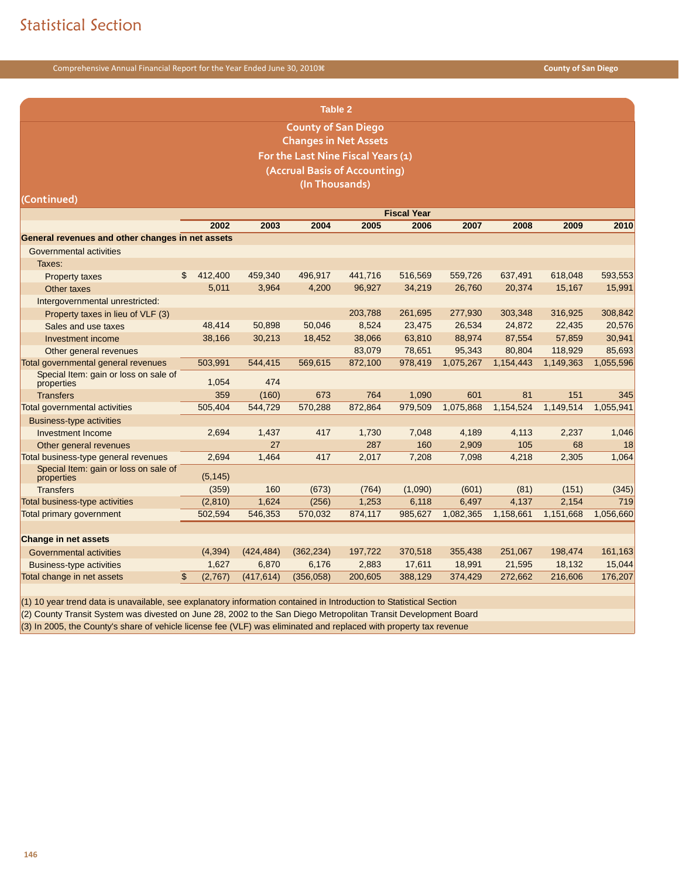# Statistical Section

## Table 2

### County of San Diego
### Changes in Net Assets
### For the Last Nine Fiscal Years (1)
### (Accrual Basis of Accounting)
### (In Thousands)

**(Continued)**

| | Fiscal Year | | | | | | | | |
|---|---|---|---|---|---|---|---|---|---|
| | 2002 | 2003 | 2004 | 2005 | 2006 | 2007 | 2008 | 2009 | 2010 |
| **General revenues and other changes in net assets** | | | | | | | | | |
| Governmental activities | | | | | | | | | |
| Taxes: | | | | | | | | | |
| Property taxes | $ 412,400 | 459,340 | 496,917 | 441,716 | 516,569 | 559,726 | 637,491 | 618,048 | 593,553 |
| Other taxes | 5,011 | 3,964 | 4,200 | 96,927 | 34,219 | 26,760 | 20,374 | 15,167 | 15,991 |
| Intergovernmental unrestricted: | | | | | | | | | |
| Property taxes in lieu of VLF (3) | | | | 203,788 | 261,695 | 277,930 | 303,348 | 316,925 | 308,842 |
| Sales and use taxes | 48,414 | 50,898 | 50,046 | 8,524 | 23,475 | 26,534 | 24,872 | 22,435 | 20,576 |
| Investment income | 38,166 | 30,213 | 18,452 | 38,066 | 63,810 | 88,974 | 87,554 | 57,859 | 30,941 |
| Other general revenues | | | | 83,079 | 78,651 | 95,343 | 80,804 | 118,929 | 85,693 |
| Total governmental general revenues | 503,991 | 544,415 | 569,615 | 872,100 | 978,419 | 1,075,267 | 1,154,443 | 1,149,363 | 1,055,596 |
| Special Item: gain or loss on sale of properties | 1,054 | 474 | | | | | | | |
| Transfers | 359 | (160) | 673 | 764 | 1,090 | 601 | 81 | 151 | 345 |
| Total governmental activities | 505,404 | 544,729 | 570,288 | 872,864 | 979,509 | 1,075,868 | 1,154,524 | 1,149,514 | 1,055,941 |
| Business-type activities | | | | | | | | | |
| Investment Income | 2,694 | 1,437 | 417 | 1,730 | 7,048 | 4,189 | 4,113 | 2,237 | 1,046 |
| Other general revenues | | 27 | | 287 | 160 | 2,909 | 105 | 68 | 18 |
| Total business-type general revenues | 2,694 | 1,464 | 417 | 2,017 | 7,208 | 7,098 | 4,218 | 2,305 | 1,064 |
| Special Item: gain or loss on sale of properties | (5,145) | | | | | | | | |
| Transfers | (359) | 160 | (673) | (764) | (1,090) | (601) | (81) | (151) | (345) |
| Total business-type activities | (2,810) | 1,624 | (256) | 1,253 | 6,118 | 6,497 | 4,137 | 2,154 | 719 |
| Total primary government | 502,594 | 546,353 | 570,032 | 874,117 | 985,627 | 1,082,365 | 1,158,661 | 1,151,668 | 1,056,660 |
| | | | | | | | | | |
| **Change in net assets** | | | | | | | | | |
| Governmental activities | (4,394) | (424,484) | (362,234) | 197,722 | 370,518 | 355,438 | 251,067 | 198,474 | 161,163 |
| Business-type activities | 1,627 | 6,870 | 6,176 | 2,883 | 17,611 | 18,991 | 21,595 | 18,132 | 15,044 |
| Total change in net assets | $ (2,767) | (417,614) | (356,058) | 200,605 | 388,129 | 374,429 | 272,662 | 216,606 | 176,207 |

(1) 10 year trend data is unavailable, see explanatory information contained in Introduction to Statistical Section
(2) County Transit System was divested on June 28, 2002 to the San Diego Metropolitan Transit Development Board
(3) In 2005, the County's share of vehicle license fee (VLF) was eliminated and replaced with property tax revenue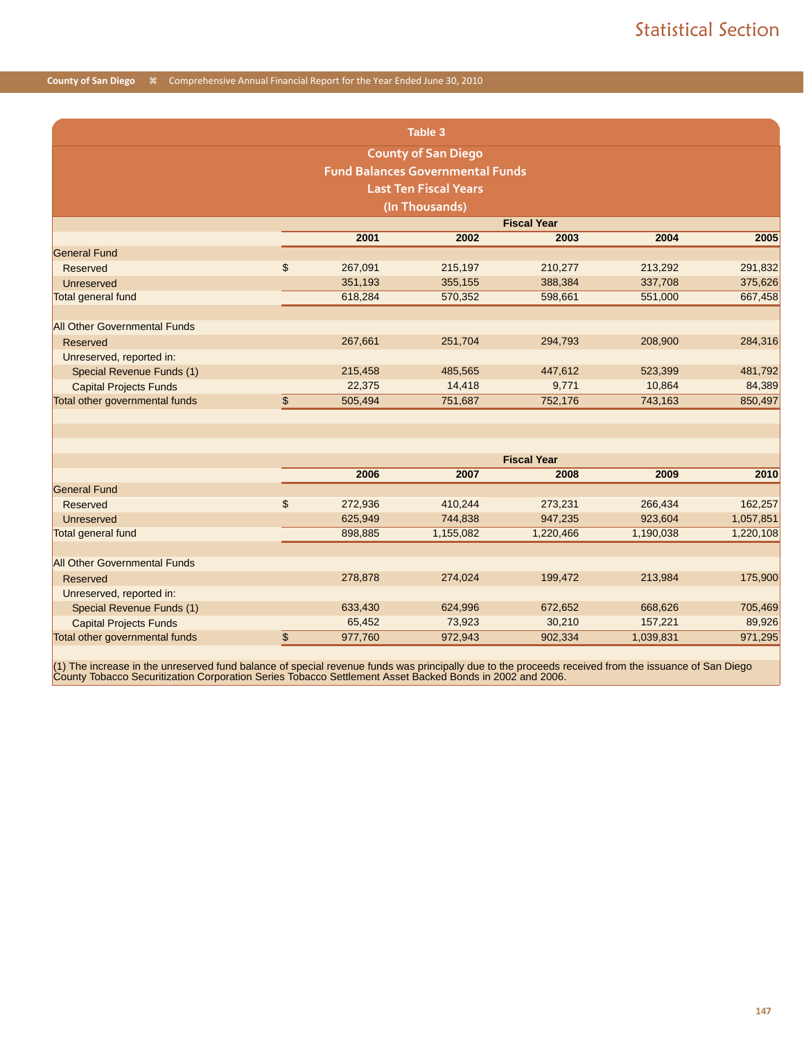# Table 3

## County of San Diego
## Fund Balances Governmental Funds
## Last Ten Fiscal Years
## (In Thousands)

| | Fiscal Year | | | | |
|---|---|---|---|---|---|
| | 2001 | 2002 | 2003 | 2004 | 2005 |
| General Fund | | | | | |
| Reserved | $ 267,091 | 215,197 | 210,277 | 213,292 | 291,832 |
| Unreserved | 351,193 | 355,155 | 388,384 | 337,708 | 375,626 |
| Total general fund | 618,284 | 570,352 | 598,661 | 551,000 | 667,458 |
| All Other Governmental Funds | | | | | |
| Reserved | 267,661 | 251,704 | 294,793 | 208,900 | 284,316 |
| Unreserved, reported in: | | | | | |
| Special Revenue Funds (1) | 215,458 | 485,565 | 447,612 | 523,399 | 481,792 |
| Capital Projects Funds | 22,375 | 14,418 | 9,771 | 10,864 | 84,389 |
| Total other governmental funds | $ 505,494 | 751,687 | 752,176 | 743,163 | 850,497 |

| | Fiscal Year | | | | |
|---|---|---|---|---|---|
| | 2006 | 2007 | 2008 | 2009 | 2010 |
| General Fund | | | | | |
| Reserved | $ 272,936 | 410,244 | 273,231 | 266,434 | 162,257 |
| Unreserved | 625,949 | 744,838 | 947,235 | 923,604 | 1,057,851 |
| Total general fund | 898,885 | 1,155,082 | 1,220,466 | 1,190,038 | 1,220,108 |
| All Other Governmental Funds | | | | | |
| Reserved | 278,878 | 274,024 | 199,472 | 213,984 | 175,900 |
| Unreserved, reported in: | | | | | |
| Special Revenue Funds (1) | 633,430 | 624,996 | 672,652 | 668,626 | 705,469 |
| Capital Projects Funds | 65,452 | 73,923 | 30,210 | 157,221 | 89,926 |
| Total other governmental funds | $ 977,760 | 972,943 | 902,334 | 1,039,831 | 971,295 |

(1) The increase in the unreserved fund balance of special revenue funds was principally due to the proceeds received from the issuance of San Diego County Tobacco Securitization Corporation Series Tobacco Settlement Asset Backed Bonds in 2002 and 2006.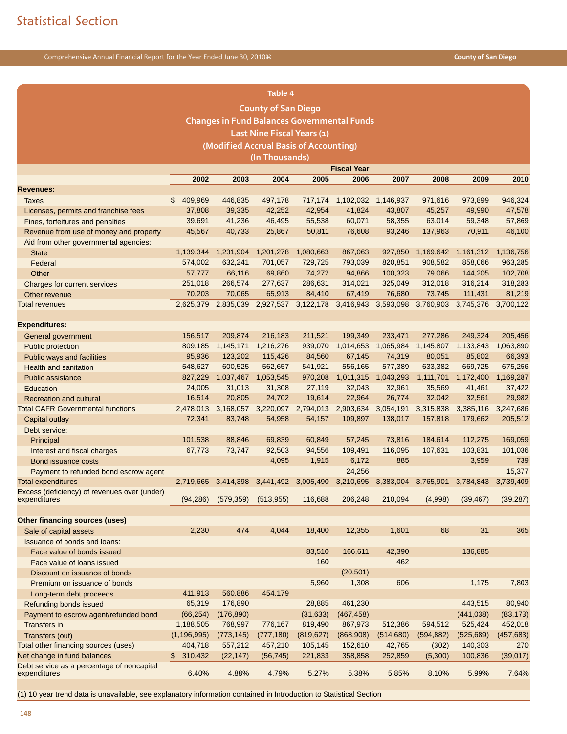# Statistical Section

## Table 4

### County of San Diego
### Changes in Fund Balances Governmental Funds
### Last Nine Fiscal Years (1)
### (Modified Accrual Basis of Accounting)
### (In Thousands)

| | Fiscal Year | | | | | | | | |
|---|---|---|---|---|---|---|---|---|---|
| | 2002 | 2003 | 2004 | 2005 | 2006 | 2007 | 2008 | 2009 | 2010 |
| **Revenues:** | | | | | | | | | |
| Taxes | $ 409,969 | 446,835 | 497,178 | 717,174 | 1,102,032 | 1,146,937 | 971,616 | 973,899 | 946,324 |
| Licenses, permits and franchise fees | 37,808 | 39,335 | 42,252 | 42,954 | 41,824 | 43,807 | 45,257 | 49,990 | 47,578 |
| Fines, forfeitures and penalties | 39,691 | 41,236 | 46,495 | 55,538 | 60,071 | 58,355 | 63,014 | 59,348 | 57,869 |
| Revenue from use of money and property | 45,567 | 40,733 | 25,867 | 50,811 | 76,608 | 93,246 | 137,963 | 70,911 | 46,100 |
| Aid from other governmental agencies: | | | | | | | | | |
| State | 1,139,344 | 1,231,904 | 1,201,278 | 1,080,663 | 867,063 | 927,850 | 1,169,642 | 1,161,312 | 1,136,756 |
| Federal | 574,002 | 632,241 | 701,057 | 729,725 | 793,039 | 820,851 | 908,582 | 858,066 | 963,285 |
| Other | 57,777 | 66,116 | 69,860 | 74,272 | 94,866 | 100,323 | 79,066 | 144,205 | 102,708 |
| Charges for current services | 251,018 | 266,574 | 277,637 | 286,631 | 314,021 | 325,049 | 312,018 | 316,214 | 318,283 |
| Other revenue | 70,203 | 70,065 | 65,913 | 84,410 | 67,419 | 76,680 | 73,745 | 111,431 | 81,219 |
| Total revenues | 2,625,379 | 2,835,039 | 2,927,537 | 3,122,178 | 3,416,943 | 3,593,098 | 3,760,903 | 3,745,376 | 3,700,122 |
| **Expenditures:** | | | | | | | | | |
| General government | 156,517 | 209,874 | 216,183 | 211,521 | 199,349 | 233,471 | 277,286 | 249,324 | 205,456 |
| Public protection | 809,185 | 1,145,171 | 1,216,276 | 939,070 | 1,014,653 | 1,065,984 | 1,145,807 | 1,133,843 | 1,063,890 |
| Public ways and facilities | 95,936 | 123,202 | 115,426 | 84,560 | 67,145 | 74,319 | 80,051 | 85,802 | 66,393 |
| Health and sanitation | 548,627 | 600,525 | 562,657 | 541,921 | 556,165 | 577,389 | 633,382 | 669,725 | 675,256 |
| Public assistance | 827,229 | 1,037,467 | 1,053,545 | 970,208 | 1,011,315 | 1,043,293 | 1,111,701 | 1,172,400 | 1,169,287 |
| Education | 24,005 | 31,013 | 31,308 | 27,119 | 32,043 | 32,961 | 35,569 | 41,461 | 37,422 |
| Recreation and cultural | 16,514 | 20,805 | 24,702 | 19,614 | 22,964 | 26,774 | 32,042 | 32,561 | 29,982 |
| Total CAFR Governmental functions | 2,478,013 | 3,168,057 | 3,220,097 | 2,794,013 | 2,903,634 | 3,054,191 | 3,315,838 | 3,385,116 | 3,247,686 |
| Capital outlay | 72,341 | 83,748 | 54,958 | 54,157 | 109,897 | 138,017 | 157,818 | 179,662 | 205,512 |
| Debt service: | | | | | | | | | |
| Principal | 101,538 | 88,846 | 69,839 | 60,849 | 57,245 | 73,816 | 184,614 | 112,275 | 169,059 |
| Interest and fiscal charges | 67,773 | 73,747 | 92,503 | 94,556 | 109,491 | 116,095 | 107,631 | 103,831 | 101,036 |
| Bond issuance costs | | | 4,095 | 1,915 | 6,172 | 885 | | 3,959 | 739 |
| Payment to refunded bond escrow agent | | | | | 24,256 | | | | 15,377 |
| Total expenditures | 2,719,665 | 3,414,398 | 3,441,492 | 3,005,490 | 3,210,695 | 3,383,004 | 3,765,901 | 3,784,843 | 3,739,409 |
| Excess (deficiency) of revenues over (under) expenditures | (94,286) | (579,359) | (513,955) | 116,688 | 206,248 | 210,094 | (4,998) | (39,467) | (39,287) |
| **Other financing sources (uses)** | | | | | | | | | |
| Sale of capital assets | 2,230 | 474 | 4,044 | 18,400 | 12,355 | 1,601 | 68 | 31 | 365 |
| Issuance of bonds and loans: | | | | | | | | | |
| Face value of bonds issued | | | | 83,510 | 166,611 | 42,390 | | 136,885 | |
| Face value of loans issued | | | | 160 | | 462 | | | |
| Discount on issuance of bonds | | | | | (20,501) | | | | |
| Premium on issuance of bonds | | | | 5,960 | 1,308 | 606 | | 1,175 | 7,803 |
| Long-term debt proceeds | 411,913 | 560,886 | 454,179 | | | | | | |
| Refunding bonds issued | 65,319 | 176,890 | | 28,885 | 461,230 | | | 443,515 | 80,940 |
| Payment to escrow agent/refunded bond | (66,254) | (176,890) | | (31,633) | (467,458) | | | (441,038) | (83,173) |
| Transfers in | 1,188,505 | 768,997 | 776,167 | 819,490 | 867,973 | 512,386 | 594,512 | 525,424 | 452,018 |
| Transfers (out) | (1,196,995) | (773,145) | (777,180) | (819,627) | (868,908) | (514,680) | (594,882) | (525,689) | (457,683) |
| Total other financing sources (uses) | 404,718 | 557,212 | 457,210 | 105,145 | 152,610 | 42,765 | (302) | 140,303 | 270 |
| Net change in fund balances | $ 310,432 | (22,147) | (56,745) | 221,833 | 358,858 | 252,859 | (5,300) | 100,836 | (39,017) |
| Debt service as a percentage of noncapital expenditures | 6.40% | 4.88% | 4.79% | 5.27% | 5.38% | 5.85% | 8.10% | 5.99% | 7.64% |

(1) 10 year trend data is unavailable, see explanatory information contained in Introduction to Statistical Section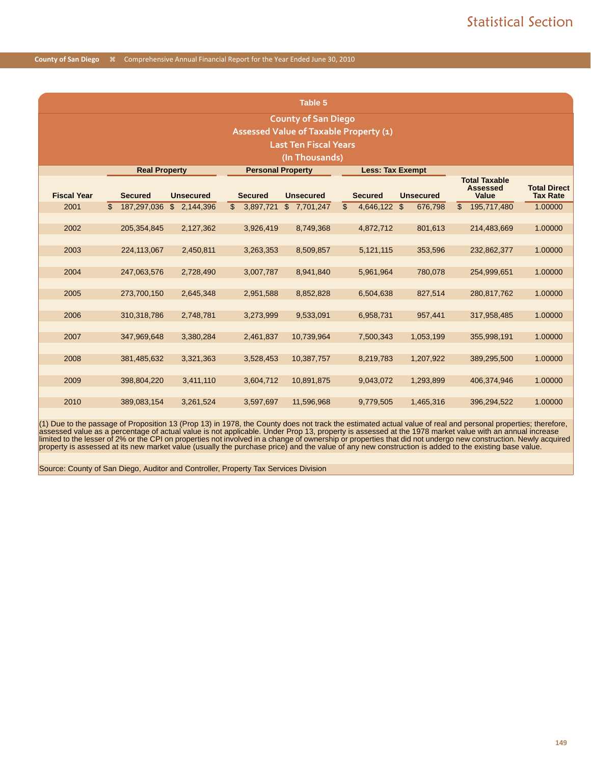## Table 5

### County of San Diego
### Assessed Value of Taxable Property (1)
### Last Ten Fiscal Years
### (In Thousands)

| | Real Property | | Personal Property | | Less: Tax Exempt | | | |
|---|---|---|---|---|---|---|---|---|
| Fiscal Year | Secured | Unsecured | Secured | Unsecured | Secured | Unsecured | Total Taxable Assessed Value | Total Direct Tax Rate |
| 2001 | $ 187,297,036 | $ 2,144,396 | $ 3,897,721 | $ 7,701,247 | $ 4,646,122 | $ 676,798 | $ 195,717,480 | 1.00000 |
| 2002 | 205,354,845 | 2,127,362 | 3,926,419 | 8,749,368 | 4,872,712 | 801,613 | 214,483,669 | 1.00000 |
| 2003 | 224,113,067 | 2,450,811 | 3,263,353 | 8,509,857 | 5,121,115 | 353,596 | 232,862,377 | 1.00000 |
| 2004 | 247,063,576 | 2,728,490 | 3,007,787 | 8,941,840 | 5,961,964 | 780,078 | 254,999,651 | 1.00000 |
| 2005 | 273,700,150 | 2,645,348 | 2,951,588 | 8,852,828 | 6,504,638 | 827,514 | 280,817,762 | 1.00000 |
| 2006 | 310,318,786 | 2,748,781 | 3,273,999 | 9,533,091 | 6,958,731 | 957,441 | 317,958,485 | 1.00000 |
| 2007 | 347,969,648 | 3,380,284 | 2,461,837 | 10,739,964 | 7,500,343 | 1,053,199 | 355,998,191 | 1.00000 |
| 2008 | 381,485,632 | 3,321,363 | 3,528,453 | 10,387,757 | 8,219,783 | 1,207,922 | 389,295,500 | 1.00000 |
| 2009 | 398,804,220 | 3,411,110 | 3,604,712 | 10,891,875 | 9,043,072 | 1,293,899 | 406,374,946 | 1.00000 |
| 2010 | 389,083,154 | 3,261,524 | 3,597,697 | 11,596,968 | 9,779,505 | 1,465,316 | 396,294,522 | 1.00000 |

(1) Due to the passage of Proposition 13 (Prop 13) in 1978, the County does not track the estimated actual value of real and personal properties; therefore, assessed value as a percentage of actual value is not applicable. Under Prop 13, property is assessed at the 1978 market value with an annual increase limited to the lesser of 2% or the CPI on properties not involved in a change of ownership or properties that did not undergo new construction. Newly acquired property is assessed at its new market value (usually the purchase price) and the value of any new construction is added to the existing base value.

Source: County of San Diego, Auditor and Controller, Property Tax Services Division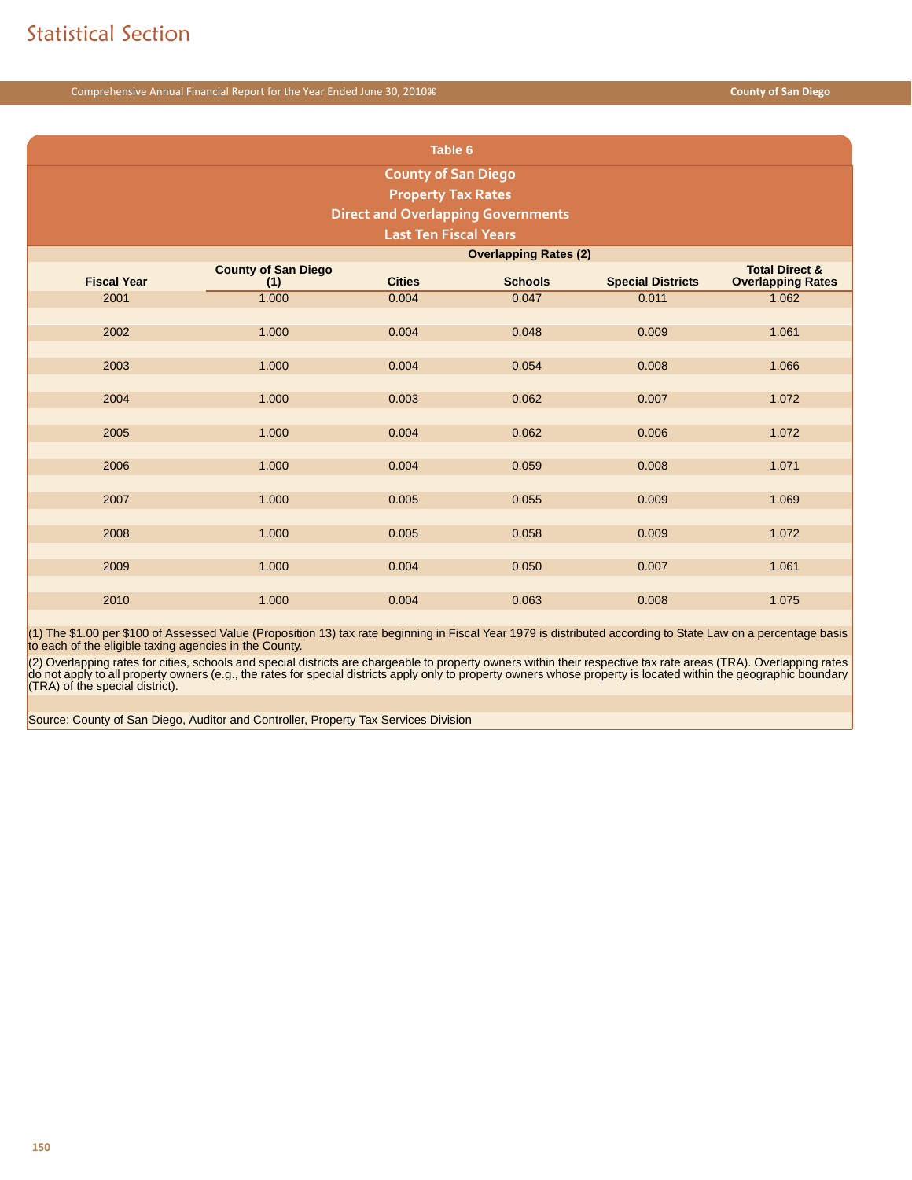## Table 6

## County of San Diego
## Property Tax Rates
## Direct and Overlapping Governments
## Last Ten Fiscal Years

| Fiscal Year | County of San Diego (1) | Overlapping Rates (2) | | | Total Direct & Overlapping Rates |
|---|---|---|---|---|---|
| | | Cities | Schools | Special Districts | |
| 2001 | 1.000 | 0.004 | 0.047 | 0.011 | 1.062 |
| 2002 | 1.000 | 0.004 | 0.048 | 0.009 | 1.061 |
| 2003 | 1.000 | 0.004 | 0.054 | 0.008 | 1.066 |
| 2004 | 1.000 | 0.003 | 0.062 | 0.007 | 1.072 |
| 2005 | 1.000 | 0.004 | 0.062 | 0.006 | 1.072 |
| 2006 | 1.000 | 0.004 | 0.059 | 0.008 | 1.071 |
| 2007 | 1.000 | 0.005 | 0.055 | 0.009 | 1.069 |
| 2008 | 1.000 | 0.005 | 0.058 | 0.009 | 1.072 |
| 2009 | 1.000 | 0.004 | 0.050 | 0.007 | 1.061 |
| 2010 | 1.000 | 0.004 | 0.063 | 0.008 | 1.075 |

(1) The $1.00 per $100 of Assessed Value (Proposition 13) tax rate beginning in Fiscal Year 1979 is distributed according to State Law on a percentage basis to each of the eligible taxing agencies in the County.

(2) Overlapping rates for cities, schools and special districts are chargeable to property owners within their respective tax rate areas (TRA). Overlapping rates do not apply to all property owners (e.g., the rates for special districts apply only to property owners whose property is located within the geographic boundary (TRA) of the special district).

Source: County of San Diego, Auditor and Controller, Property Tax Services Division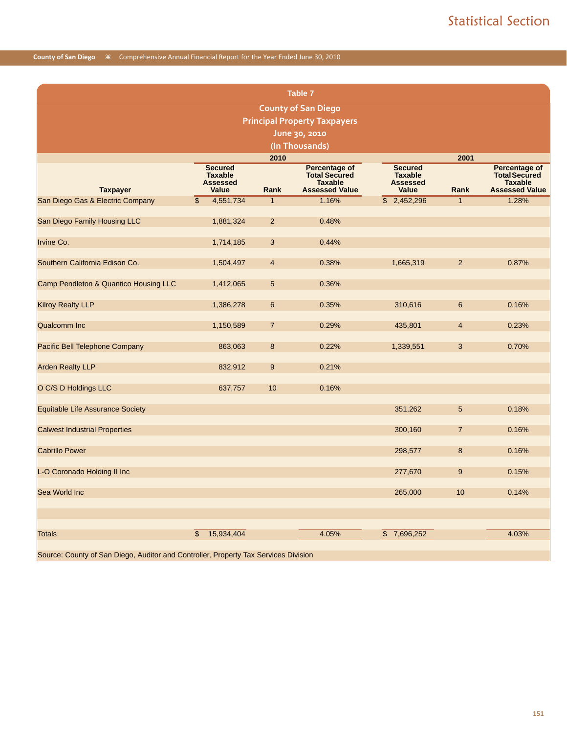# Table 7

## County of San Diego
## Principal Property Taxpayers
## June 30, 2010
## (In Thousands)

| | 2010 | | | 2001 | | |
|---|---|---|---|---|---|---|
| Taxpayer | Secured Taxable Assessed Value | Rank | Percentage of Total Secured Taxable Assessed Value | Secured Taxable Assessed Value | Rank | Percentage of Total Secured Taxable Assessed Value |
| San Diego Gas & Electric Company | $ 4,551,734 | 1 | 1.16% | $ 2,452,296 | 1 | 1.28% |
| San Diego Family Housing LLC | 1,881,324 | 2 | 0.48% | | | |
| Irvine Co. | 1,714,185 | 3 | 0.44% | | | |
| Southern California Edison Co. | 1,504,497 | 4 | 0.38% | 1,665,319 | 2 | 0.87% |
| Camp Pendleton & Quantico Housing LLC | 1,412,065 | 5 | 0.36% | | | |
| Kilroy Realty LLP | 1,386,278 | 6 | 0.35% | 310,616 | 6 | 0.16% |
| Qualcomm Inc | 1,150,589 | 7 | 0.29% | 435,801 | 4 | 0.23% |
| Pacific Bell Telephone Company | 863,063 | 8 | 0.22% | 1,339,551 | 3 | 0.70% |
| Arden Realty LLP | 832,912 | 9 | 0.21% | | | |
| O C/S D Holdings LLC | 637,757 | 10 | 0.16% | | | |
| Equitable Life Assurance Society | | | | 351,262 | 5 | 0.18% |
| Calwest Industrial Properties | | | | 300,160 | 7 | 0.16% |
| Cabrillo Power | | | | 298,577 | 8 | 0.16% |
| L-O Coronado Holding II Inc | | | | 277,670 | 9 | 0.15% |
| Sea World Inc | | | | 265,000 | 10 | 0.14% |
| Totals | $ 15,934,404 | | 4.05% | $ 7,696,252 | | 4.03% |

Source: County of San Diego, Auditor and Controller, Property Tax Services Division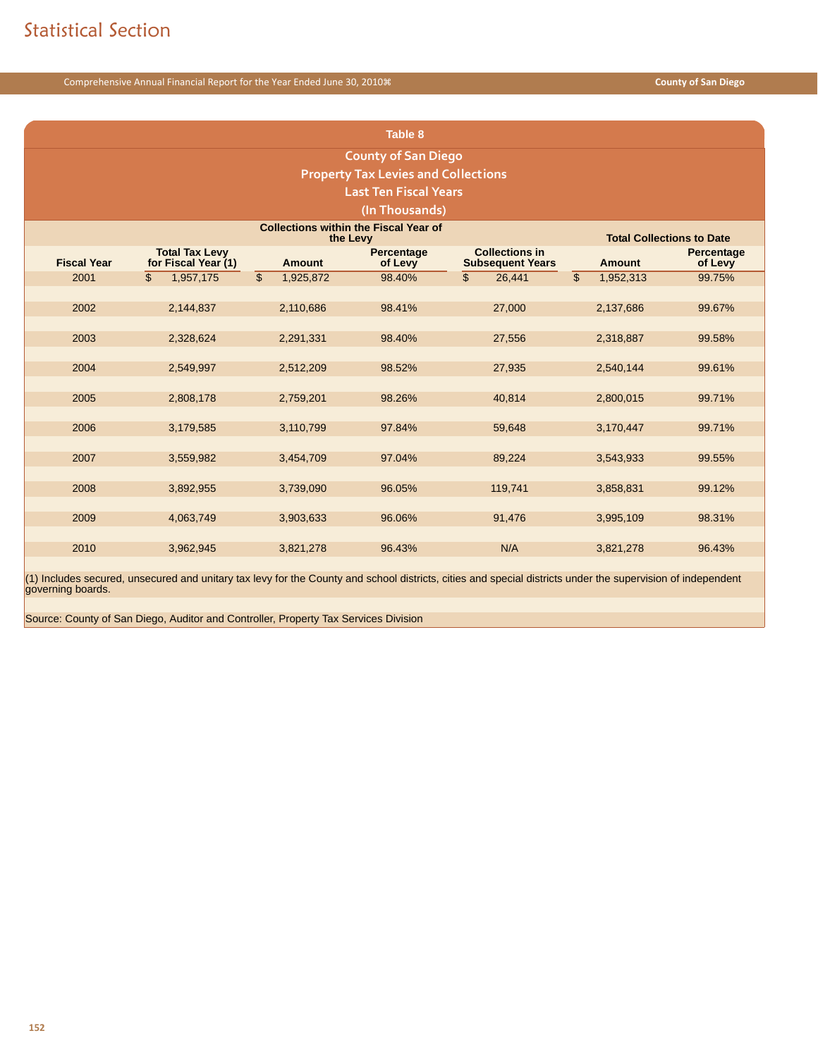## Table 8

### County of San Diego
### Property Tax Levies and Collections
### Last Ten Fiscal Years
### (In Thousands)

| Fiscal Year | Total Tax Levy for Fiscal Year (1) | Collections within the Fiscal Year of the Levy | | Collections in Subsequent Years | Total Collections to Date | |
|---|---|---|---|---|---|---|
| | | Amount | Percentage of Levy | | Amount | Percentage of Levy |
| 2001 | $ 1,957,175 | $ 1,925,872 | 98.40% | $ 26,441 | $ 1,952,313 | 99.75% |
| 2002 | 2,144,837 | 2,110,686 | 98.41% | 27,000 | 2,137,686 | 99.67% |
| 2003 | 2,328,624 | 2,291,331 | 98.40% | 27,556 | 2,318,887 | 99.58% |
| 2004 | 2,549,997 | 2,512,209 | 98.52% | 27,935 | 2,540,144 | 99.61% |
| 2005 | 2,808,178 | 2,759,201 | 98.26% | 40,814 | 2,800,015 | 99.71% |
| 2006 | 3,179,585 | 3,110,799 | 97.84% | 59,648 | 3,170,447 | 99.71% |
| 2007 | 3,559,982 | 3,454,709 | 97.04% | 89,224 | 3,543,933 | 99.55% |
| 2008 | 3,892,955 | 3,739,090 | 96.05% | 119,741 | 3,858,831 | 99.12% |
| 2009 | 4,063,749 | 3,903,633 | 96.06% | 91,476 | 3,995,109 | 98.31% |
| 2010 | 3,962,945 | 3,821,278 | 96.43% | N/A | 3,821,278 | 96.43% |

(1) Includes secured, unsecured and unitary tax levy for the County and school districts, cities and special districts under the supervision of independent governing boards.

Source: County of San Diego, Auditor and Controller, Property Tax Services Division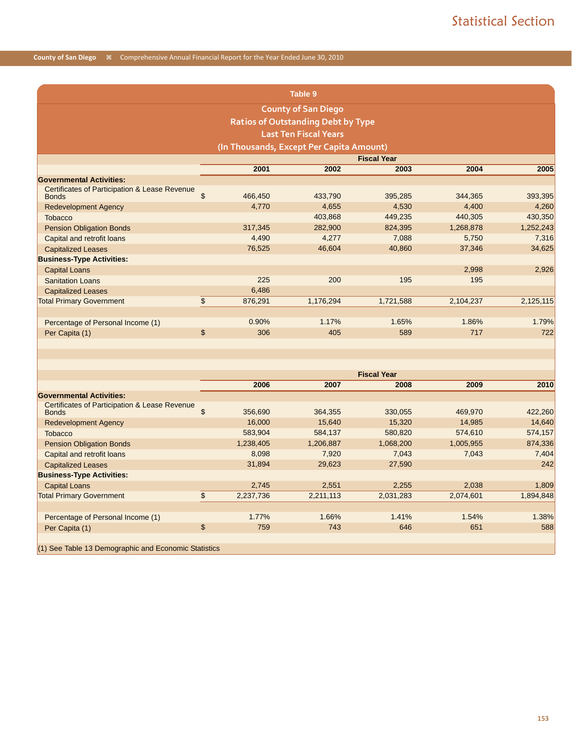## Table 9

### County of San Diego
### Ratios of Outstanding Debt by Type
### Last Ten Fiscal Years
### (In Thousands, Except Per Capita Amount)

| | Fiscal Year | | | | |
|---|---|---|---|---|---|
| | 2001 | 2002 | 2003 | 2004 | 2005 |
| **Governmental Activities:** | | | | | |
| Certificates of Participation & Lease Revenue Bonds | $ 466,450 | 433,790 | 395,285 | 344,365 | 393,395 |
| Redevelopment Agency | 4,770 | 4,655 | 4,530 | 4,400 | 4,260 |
| Tobacco | | 403,868 | 449,235 | 440,305 | 430,350 |
| Pension Obligation Bonds | 317,345 | 282,900 | 824,395 | 1,268,878 | 1,252,243 |
| Capital and retrofit loans | 4,490 | 4,277 | 7,088 | 5,750 | 7,316 |
| Capitalized Leases | 76,525 | 46,604 | 40,860 | 37,346 | 34,625 |
| **Business-Type Activities:** | | | | | |
| Capital Loans | | | | 2,998 | 2,926 |
| Sanitation Loans | 225 | 200 | 195 | 195 | |
| Capitalized Leases | 6,486 | | | | |
| Total Primary Government | $ 876,291 | 1,176,294 | 1,721,588 | 2,104,237 | 2,125,115 |
| | | | | | |
| Percentage of Personal Income (1) | 0.90% | 1.17% | 1.65% | 1.86% | 1.79% |
| Per Capita (1) | $ 306 | 405 | 589 | 717 | 722 |

| | Fiscal Year | | | | |
|---|---|---|---|---|---|
| | 2006 | 2007 | 2008 | 2009 | 2010 |
| **Governmental Activities:** | | | | | |
| Certificates of Participation & Lease Revenue Bonds | $ 356,690 | 364,355 | 330,055 | 469,970 | 422,260 |
| Redevelopment Agency | 16,000 | 15,640 | 15,320 | 14,985 | 14,640 |
| Tobacco | 583,904 | 584,137 | 580,820 | 574,610 | 574,157 |
| Pension Obligation Bonds | 1,238,405 | 1,206,887 | 1,068,200 | 1,005,955 | 874,336 |
| Capital and retrofit loans | 8,098 | 7,920 | 7,043 | 7,043 | 7,404 |
| Capitalized Leases | 31,894 | 29,623 | 27,590 | | 242 |
| **Business-Type Activities:** | | | | | |
| Capital Loans | 2,745 | 2,551 | 2,255 | 2,038 | 1,809 |
| Total Primary Government | $ 2,237,736 | 2,211,113 | 2,031,283 | 2,074,601 | 1,894,848 |
| | | | | | |
| Percentage of Personal Income (1) | 1.77% | 1.66% | 1.41% | 1.54% | 1.38% |
| Per Capita (1) | $ 759 | 743 | 646 | 651 | 588 |

(1) See Table 13 Demographic and Economic Statistics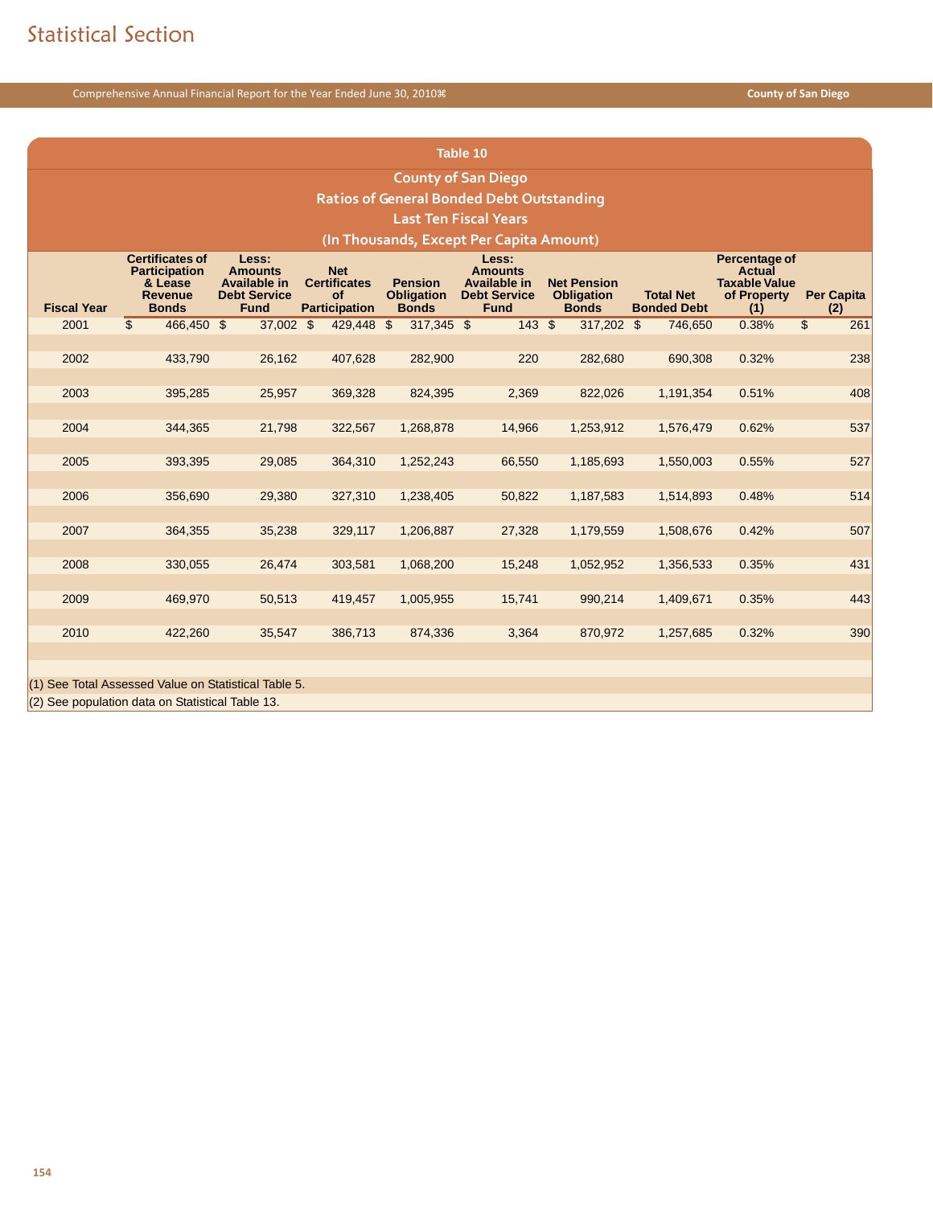# Statistical Section

## Table 10

### County of San Diego
### Ratios of General Bonded Debt Outstanding
### Last Ten Fiscal Years
### (In Thousands, Except Per Capita Amount)

| Fiscal Year | Certificates of Participation & Lease Revenue Bonds | Less: Amounts Available in Debt Service Fund | Net Certificates of Participation | Pension Obligation Bonds | Less: Amounts Available in Debt Service Fund | Net Pension Obligation Bonds | Total Net Bonded Debt | Percentage of Actual Taxable Value of Property (1) | Per Capita (2) |
|---|---|---|---|---|---|---|---|---|---|
| 2001 | $ 466,450 | $ 37,002 | $ 429,448 | $ 317,345 | $ 143 | $ 317,202 | $ 746,650 | 0.38% | $ 261 |
| 2002 | 433,790 | 26,162 | 407,628 | 282,900 | 220 | 282,680 | 690,308 | 0.32% | 238 |
| 2003 | 395,285 | 25,957 | 369,328 | 824,395 | 2,369 | 822,026 | 1,191,354 | 0.51% | 408 |
| 2004 | 344,365 | 21,798 | 322,567 | 1,268,878 | 14,966 | 1,253,912 | 1,576,479 | 0.62% | 537 |
| 2005 | 393,395 | 29,085 | 364,310 | 1,252,243 | 66,550 | 1,185,693 | 1,550,003 | 0.55% | 527 |
| 2006 | 356,690 | 29,380 | 327,310 | 1,238,405 | 50,822 | 1,187,583 | 1,514,893 | 0.48% | 514 |
| 2007 | 364,355 | 35,238 | 329,117 | 1,206,887 | 27,328 | 1,179,559 | 1,508,676 | 0.42% | 507 |
| 2008 | 330,055 | 26,474 | 303,581 | 1,068,200 | 15,248 | 1,052,952 | 1,356,533 | 0.35% | 431 |
| 2009 | 469,970 | 50,513 | 419,457 | 1,005,955 | 15,741 | 990,214 | 1,409,671 | 0.35% | 443 |
| 2010 | 422,260 | 35,547 | 386,713 | 874,336 | 3,364 | 870,972 | 1,257,685 | 0.32% | 390 |

(1) See Total Assessed Value on Statistical Table 5.
(2) See population data on Statistical Table 13.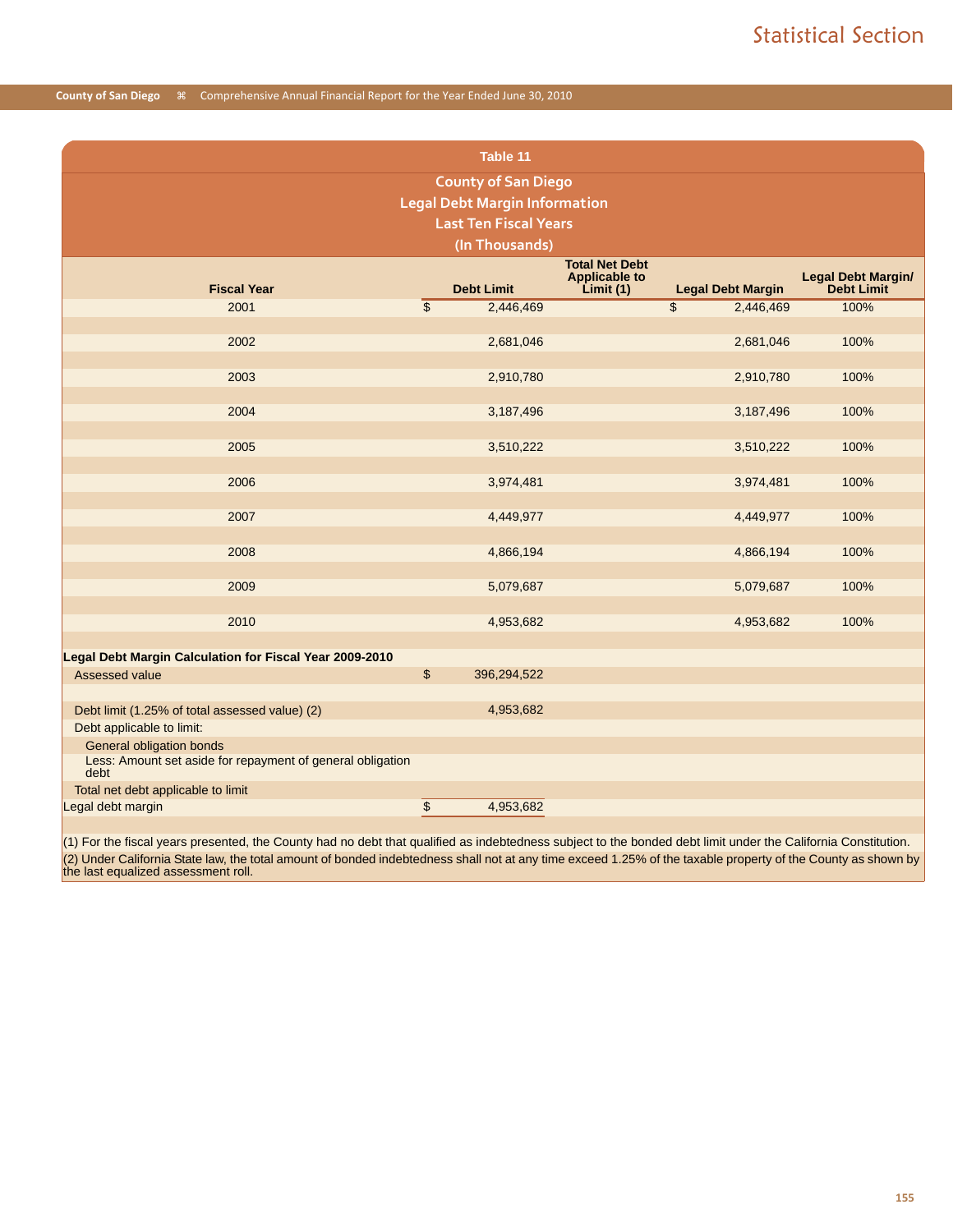## Table 11

### County of San Diego
### Legal Debt Margin Information
### Last Ten Fiscal Years
### (In Thousands)

| Fiscal Year | Debt Limit | Total Net Debt Applicable to Limit (1) | Legal Debt Margin | Legal Debt Margin/ Debt Limit |
|---|---|---|---|---|
| 2001 | $ 2,446,469 | | $ 2,446,469 | 100% |
| 2002 | 2,681,046 | | 2,681,046 | 100% |
| 2003 | 2,910,780 | | 2,910,780 | 100% |
| 2004 | 3,187,496 | | 3,187,496 | 100% |
| 2005 | 3,510,222 | | 3,510,222 | 100% |
| 2006 | 3,974,481 | | 3,974,481 | 100% |
| 2007 | 4,449,977 | | 4,449,977 | 100% |
| 2008 | 4,866,194 | | 4,866,194 | 100% |
| 2009 | 5,079,687 | | 5,079,687 | 100% |
| 2010 | 4,953,682 | | 4,953,682 | 100% |

**Legal Debt Margin Calculation for Fiscal Year 2009-2010**

| | |
|---|---|
| Assessed value | $ 396,294,522 |
| Debt limit (1.25% of total assessed value) (2) | 4,953,682 |
| Debt applicable to limit: | |
| General obligation bonds | |
| Less: Amount set aside for repayment of general obligation debt | |
| Total net debt applicable to limit | |
| Legal debt margin | $ 4,953,682 |

(1) For the fiscal years presented, the County had no debt that qualified as indebtedness subject to the bonded debt limit under the California Constitution.

(2) Under California State law, the total amount of bonded indebtedness shall not at any time exceed 1.25% of the taxable property of the County as shown by the last equalized assessment roll.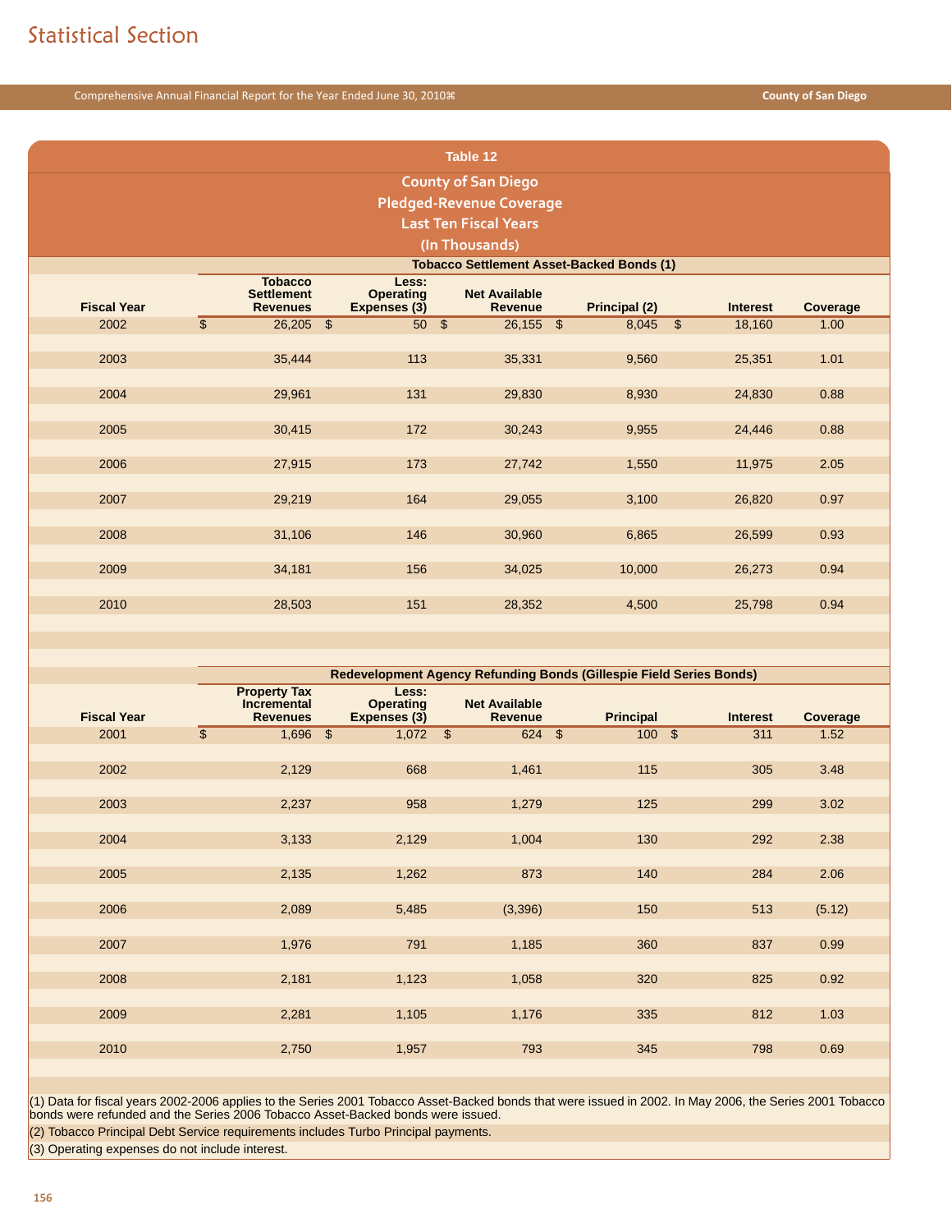## Table 12

### County of San Diego
### Pledged-Revenue Coverage
### Last Ten Fiscal Years
### (In Thousands)

**Tobacco Settlement Asset-Backed Bonds (1)**

| Fiscal Year | Tobacco Settlement Revenues | Less: Operating Expenses (3) | Net Available Revenue | Principal (2) | Interest | Coverage |
|---|---|---|---|---|---|---|
| 2002 | $ 26,205 | $ 50 | $ 26,155 | $ 8,045 | $ 18,160 | 1.00 |
| 2003 | 35,444 | 113 | 35,331 | 9,560 | 25,351 | 1.01 |
| 2004 | 29,961 | 131 | 29,830 | 8,930 | 24,830 | 0.88 |
| 2005 | 30,415 | 172 | 30,243 | 9,955 | 24,446 | 0.88 |
| 2006 | 27,915 | 173 | 27,742 | 1,550 | 11,975 | 2.05 |
| 2007 | 29,219 | 164 | 29,055 | 3,100 | 26,820 | 0.97 |
| 2008 | 31,106 | 146 | 30,960 | 6,865 | 26,599 | 0.93 |
| 2009 | 34,181 | 156 | 34,025 | 10,000 | 26,273 | 0.94 |
| 2010 | 28,503 | 151 | 28,352 | 4,500 | 25,798 | 0.94 |

**Redevelopment Agency Refunding Bonds (Gillespie Field Series Bonds)**

| Fiscal Year | Property Tax Incremental Revenues | Less: Operating Expenses (3) | Net Available Revenue | Principal | Interest | Coverage |
|---|---|---|---|---|---|---|
| 2001 | $ 1,696 | $ 1,072 | $ 624 | $ 100 | $ 311 | 1.52 |
| 2002 | 2,129 | 668 | 1,461 | 115 | 305 | 3.48 |
| 2003 | 2,237 | 958 | 1,279 | 125 | 299 | 3.02 |
| 2004 | 3,133 | 2,129 | 1,004 | 130 | 292 | 2.38 |
| 2005 | 2,135 | 1,262 | 873 | 140 | 284 | 2.06 |
| 2006 | 2,089 | 5,485 | (3,396) | 150 | 513 | (5.12) |
| 2007 | 1,976 | 791 | 1,185 | 360 | 837 | 0.99 |
| 2008 | 2,181 | 1,123 | 1,058 | 320 | 825 | 0.92 |
| 2009 | 2,281 | 1,105 | 1,176 | 335 | 812 | 1.03 |
| 2010 | 2,750 | 1,957 | 793 | 345 | 798 | 0.69 |

(1) Data for fiscal years 2002-2006 applies to the Series 2001 Tobacco Asset-Backed bonds that were issued in 2002. In May 2006, the Series 2001 Tobacco bonds were refunded and the Series 2006 Tobacco Asset-Backed bonds were issued.

(2) Tobacco Principal Debt Service requirements includes Turbo Principal payments.

(3) Operating expenses do not include interest.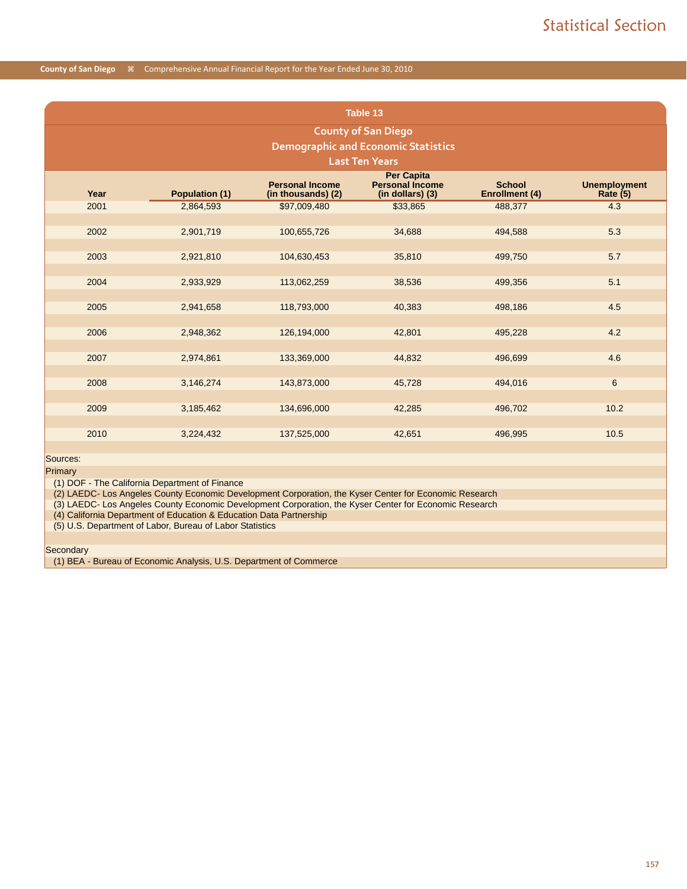## Table 13

### County of San Diego
### Demographic and Economic Statistics
### Last Ten Years

| Year | Population (1) | Personal Income (in thousands) (2) | Per Capita Personal Income (in dollars) (3) | School Enrollment (4) | Unemployment Rate (5) |
|---|---|---|---|---|---|
| 2001 | 2,864,593 | $97,009,480 | $33,865 | 488,377 | 4.3 |
| 2002 | 2,901,719 | 100,655,726 | 34,688 | 494,588 | 5.3 |
| 2003 | 2,921,810 | 104,630,453 | 35,810 | 499,750 | 5.7 |
| 2004 | 2,933,929 | 113,062,259 | 38,536 | 499,356 | 5.1 |
| 2005 | 2,941,658 | 118,793,000 | 40,383 | 498,186 | 4.5 |
| 2006 | 2,948,362 | 126,194,000 | 42,801 | 495,228 | 4.2 |
| 2007 | 2,974,861 | 133,369,000 | 44,832 | 496,699 | 4.6 |
| 2008 | 3,146,274 | 143,873,000 | 45,728 | 494,016 | 6 |
| 2009 | 3,185,462 | 134,696,000 | 42,285 | 496,702 | 10.2 |
| 2010 | 3,224,432 | 137,525,000 | 42,651 | 496,995 | 10.5 |

Sources:

Primary

(1) DOF - The California Department of Finance
(2) LAEDC- Los Angeles County Economic Development Corporation, the Kyser Center for Economic Research
(3) LAEDC- Los Angeles County Economic Development Corporation, the Kyser Center for Economic Research
(4) California Department of Education & Education Data Partnership
(5) U.S. Department of Labor, Bureau of Labor Statistics

Secondary

(1) BEA - Bureau of Economic Analysis, U.S. Department of Commerce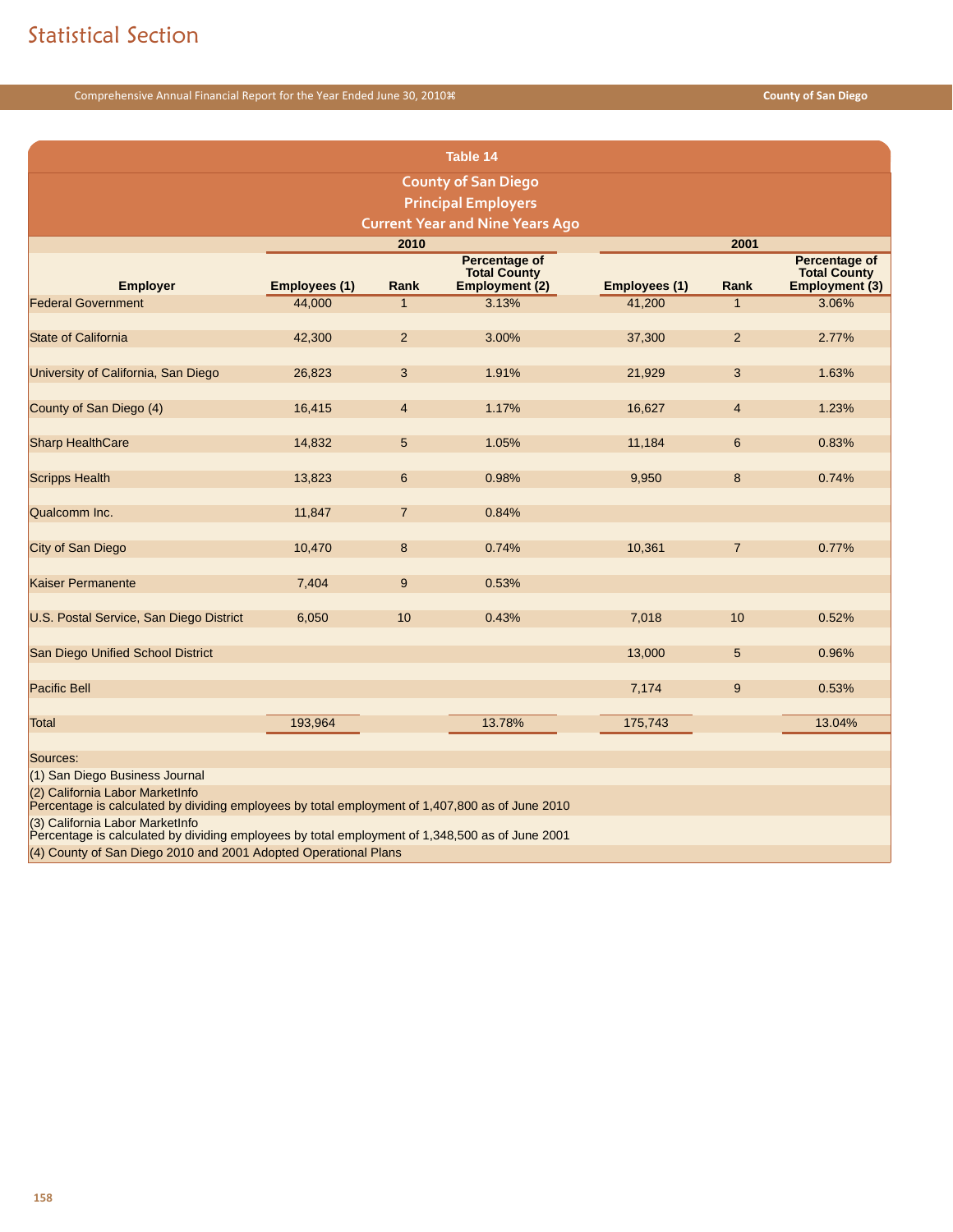# Statistical Section

## Table 14

### County of San Diego
### Principal Employers
### Current Year and Nine Years Ago

| Employer | 2010 | | | 2001 | | |
|---|---|---|---|---|---|---|
| | Employees (1) | Rank | Percentage of Total County Employment (2) | Employees (1) | Rank | Percentage of Total County Employment (3) |
| Federal Government | 44,000 | 1 | 3.13% | 41,200 | 1 | 3.06% |
| State of California | 42,300 | 2 | 3.00% | 37,300 | 2 | 2.77% |
| University of California, San Diego | 26,823 | 3 | 1.91% | 21,929 | 3 | 1.63% |
| County of San Diego (4) | 16,415 | 4 | 1.17% | 16,627 | 4 | 1.23% |
| Sharp HealthCare | 14,832 | 5 | 1.05% | 11,184 | 6 | 0.83% |
| Scripps Health | 13,823 | 6 | 0.98% | 9,950 | 8 | 0.74% |
| Qualcomm Inc. | 11,847 | 7 | 0.84% | | | |
| City of San Diego | 10,470 | 8 | 0.74% | 10,361 | 7 | 0.77% |
| Kaiser Permanente | 7,404 | 9 | 0.53% | | | |
| U.S. Postal Service, San Diego District | 6,050 | 10 | 0.43% | 7,018 | 10 | 0.52% |
| San Diego Unified School District | | | | 13,000 | 5 | 0.96% |
| Pacific Bell | | | | 7,174 | 9 | 0.53% |
| Total | 193,964 | | 13.78% | 175,743 | | 13.04% |

Sources:

(1) San Diego Business Journal

(2) California Labor MarketInfo
Percentage is calculated by dividing employees by total employment of 1,407,800 as of June 2010

(3) California Labor MarketInfo
Percentage is calculated by dividing employees by total employment of 1,348,500 as of June 2001

(4) County of San Diego 2010 and 2001 Adopted Operational Plans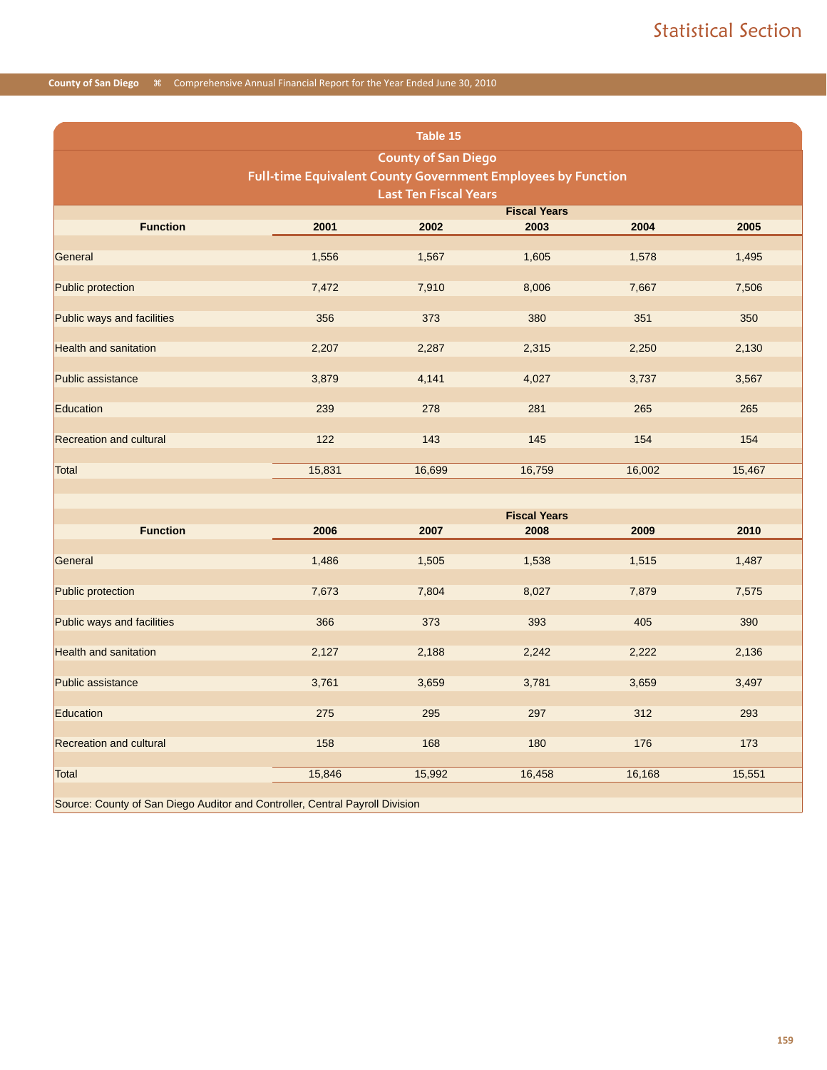## Table 15

### County of San Diego
### Full-time Equivalent County Government Employees by Function
### Last Ten Fiscal Years

| | Fiscal Years | | | | |
|---|---|---|---|---|---|
| **Function** | **2001** | **2002** | **2003** | **2004** | **2005** |
| General | 1,556 | 1,567 | 1,605 | 1,578 | 1,495 |
| Public protection | 7,472 | 7,910 | 8,006 | 7,667 | 7,506 |
| Public ways and facilities | 356 | 373 | 380 | 351 | 350 |
| Health and sanitation | 2,207 | 2,287 | 2,315 | 2,250 | 2,130 |
| Public assistance | 3,879 | 4,141 | 4,027 | 3,737 | 3,567 |
| Education | 239 | 278 | 281 | 265 | 265 |
| Recreation and cultural | 122 | 143 | 145 | 154 | 154 |
| Total | 15,831 | 16,699 | 16,759 | 16,002 | 15,467 |

| | Fiscal Years | | | | |
|---|---|---|---|---|---|
| **Function** | **2006** | **2007** | **2008** | **2009** | **2010** |
| General | 1,486 | 1,505 | 1,538 | 1,515 | 1,487 |
| Public protection | 7,673 | 7,804 | 8,027 | 7,879 | 7,575 |
| Public ways and facilities | 366 | 373 | 393 | 405 | 390 |
| Health and sanitation | 2,127 | 2,188 | 2,242 | 2,222 | 2,136 |
| Public assistance | 3,761 | 3,659 | 3,781 | 3,659 | 3,497 |
| Education | 275 | 295 | 297 | 312 | 293 |
| Recreation and cultural | 158 | 168 | 180 | 176 | 173 |
| Total | 15,846 | 15,992 | 16,458 | 16,168 | 15,551 |

Source: County of San Diego Auditor and Controller, Central Payroll Division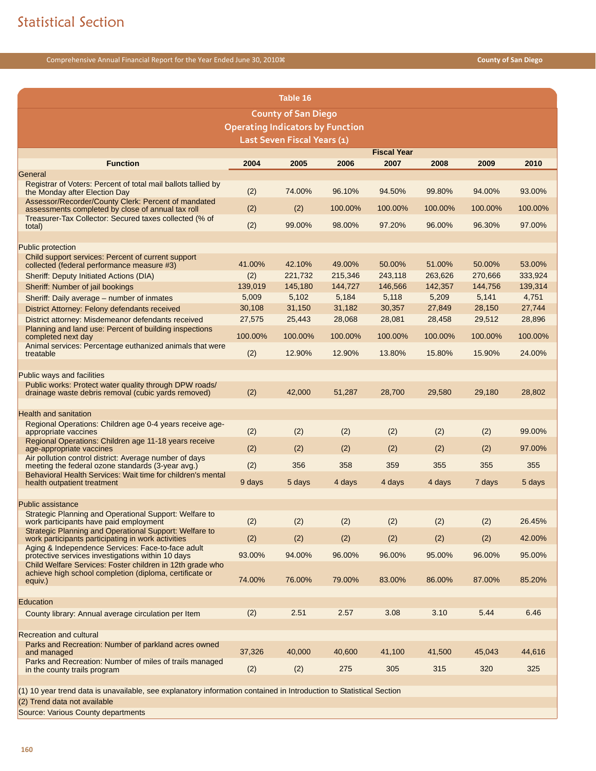# Statistical Section

## Table 16

### County of San Diego
### Operating Indicators by Function
### Last Seven Fiscal Years (1)

| Function | Fiscal Year | | | | | | |
|---|---|---|---|---|---|---|---|
| | 2004 | 2005 | 2006 | 2007 | 2008 | 2009 | 2010 |
| **General** | | | | | | | |
| Registrar of Voters: Percent of total mail ballots tallied by the Monday after Election Day | (2) | 74.00% | 96.10% | 94.50% | 99.80% | 94.00% | 93.00% |
| Assessor/Recorder/County Clerk: Percent of mandated assessments completed by close of annual tax roll | (2) | (2) | 100.00% | 100.00% | 100.00% | 100.00% | 100.00% |
| Treasurer-Tax Collector: Secured taxes collected (% of total) | (2) | 99.00% | 98.00% | 97.20% | 96.00% | 96.30% | 97.00% |
| **Public protection** | | | | | | | |
| Child support services: Percent of current support collected (federal performance measure #3) | 41.00% | 42.10% | 49.00% | 50.00% | 51.00% | 50.00% | 53.00% |
| Sheriff: Deputy Initiated Actions (DIA) | (2) | 221,732 | 215,346 | 243,118 | 263,626 | 270,666 | 333,924 |
| Sheriff: Number of jail bookings | 139,019 | 145,180 | 144,727 | 146,566 | 142,357 | 144,756 | 139,314 |
| Sheriff: Daily average – number of inmates | 5,009 | 5,102 | 5,184 | 5,118 | 5,209 | 5,141 | 4,751 |
| District Attorney: Felony defendants received | 30,108 | 31,150 | 31,182 | 30,357 | 27,849 | 28,150 | 27,744 |
| District attorney: Misdemeanor defendants received | 27,575 | 25,443 | 28,068 | 28,081 | 28,458 | 29,512 | 28,896 |
| Planning and land use: Percent of building inspections completed next day | 100.00% | 100.00% | 100.00% | 100.00% | 100.00% | 100.00% | 100.00% |
| Animal services: Percentage euthanized animals that were treatable | (2) | 12.90% | 12.90% | 13.80% | 15.80% | 15.90% | 24.00% |
| **Public ways and facilities** | | | | | | | |
| Public works: Protect water quality through DPW roads/ drainage waste debris removal (cubic yards removed) | (2) | 42,000 | 51,287 | 28,700 | 29,580 | 29,180 | 28,802 |
| **Health and sanitation** | | | | | | | |
| Regional Operations: Children age 0-4 years receive age-appropriate vaccines | (2) | (2) | (2) | (2) | (2) | (2) | 99.00% |
| Regional Operations: Children age 11-18 years receive age-appropriate vaccines | (2) | (2) | (2) | (2) | (2) | (2) | 97.00% |
| Air pollution control district: Average number of days meeting the federal ozone standards (3-year avg.) | (2) | 356 | 358 | 359 | 355 | 355 | 355 |
| Behavioral Health Services: Wait time for children's mental health outpatient treatment | 9 days | 5 days | 4 days | 4 days | 4 days | 7 days | 5 days |
| **Public assistance** | | | | | | | |
| Strategic Planning and Operational Support: Welfare to work participants have paid employment | (2) | (2) | (2) | (2) | (2) | (2) | 26.45% |
| Strategic Planning and Operational Support: Welfare to work participants participating in work activities | (2) | (2) | (2) | (2) | (2) | (2) | 42.00% |
| Aging & Independence Services: Face-to-face adult protective services investigations within 10 days | 93.00% | 94.00% | 96.00% | 96.00% | 95.00% | 96.00% | 95.00% |
| Child Welfare Services: Foster children in 12th grade who achieve high school completion (diploma, certificate or equiv.) | 74.00% | 76.00% | 79.00% | 83.00% | 86.00% | 87.00% | 85.20% |
| **Education** | | | | | | | |
| County library: Annual average circulation per Item | (2) | 2.51 | 2.57 | 3.08 | 3.10 | 5.44 | 6.46 |
| **Recreation and cultural** | | | | | | | |
| Parks and Recreation: Number of parkland acres owned and managed | 37,326 | 40,000 | 40,600 | 41,100 | 41,500 | 45,043 | 44,616 |
| Parks and Recreation: Number of miles of trails managed in the county trails program | (2) | (2) | 275 | 305 | 315 | 320 | 325 |

(1) 10 year trend data is unavailable, see explanatory information contained in Introduction to Statistical Section

(2) Trend data not available

Source: Various County departments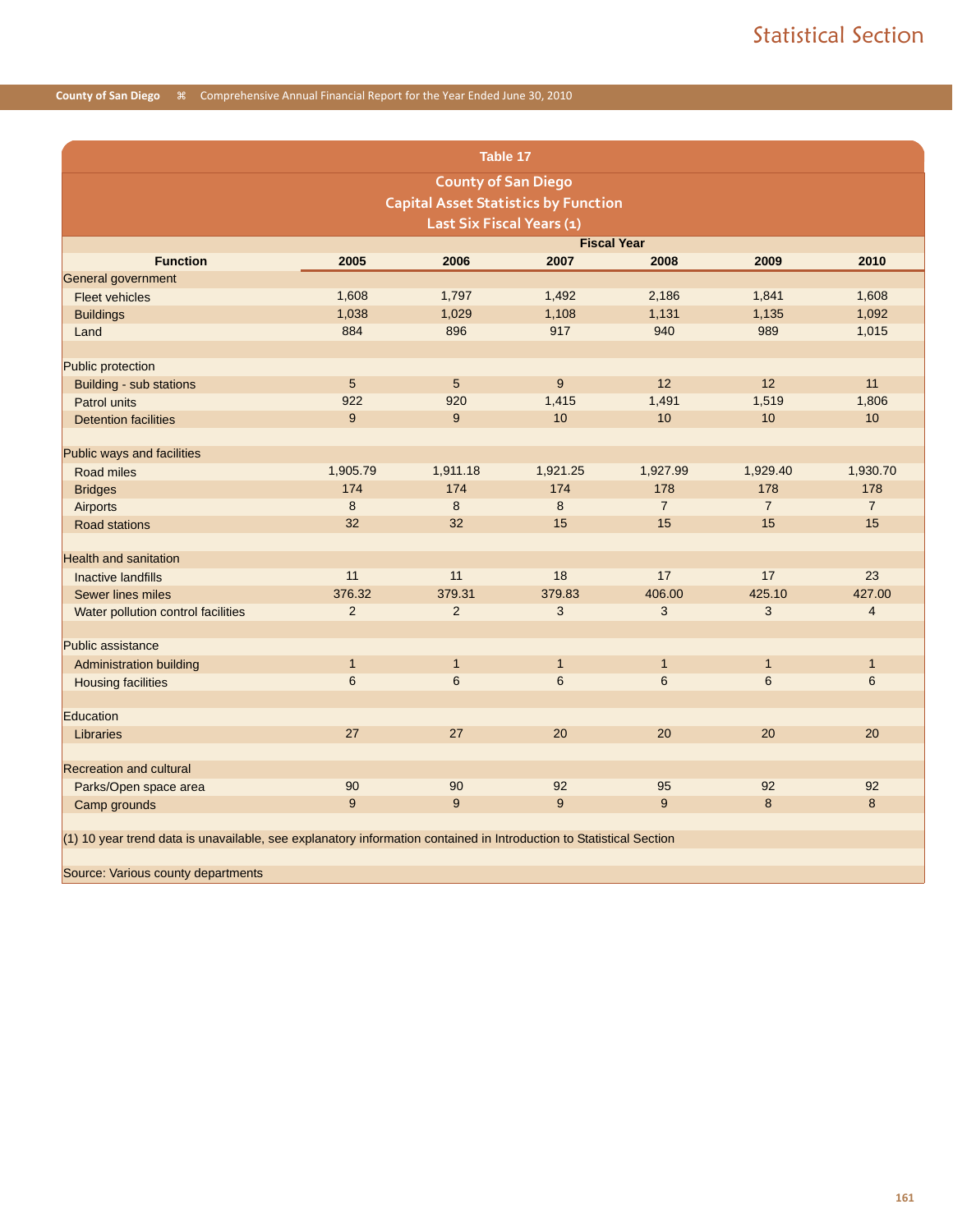# Statistical Section

**Table 17**

## County of San Diego
## Capital Asset Statistics by Function
## Last Six Fiscal Years (1)

| Function | Fiscal Year 2005 | 2006 | 2007 | 2008 | 2009 | 2010 |
|---|---|---|---|---|---|---|
| **General government** | | | | | | |
| Fleet vehicles | 1,608 | 1,797 | 1,492 | 2,186 | 1,841 | 1,608 |
| Buildings | 1,038 | 1,029 | 1,108 | 1,131 | 1,135 | 1,092 |
| Land | 884 | 896 | 917 | 940 | 989 | 1,015 |
| **Public protection** | | | | | | |
| Building - sub stations | 5 | 5 | 9 | 12 | 12 | 11 |
| Patrol units | 922 | 920 | 1,415 | 1,491 | 1,519 | 1,806 |
| Detention facilities | 9 | 9 | 10 | 10 | 10 | 10 |
| **Public ways and facilities** | | | | | | |
| Road miles | 1,905.79 | 1,911.18 | 1,921.25 | 1,927.99 | 1,929.40 | 1,930.70 |
| Bridges | 174 | 174 | 174 | 178 | 178 | 178 |
| Airports | 8 | 8 | 8 | 7 | 7 | 7 |
| Road stations | 32 | 32 | 15 | 15 | 15 | 15 |
| **Health and sanitation** | | | | | | |
| Inactive landfills | 11 | 11 | 18 | 17 | 17 | 23 |
| Sewer lines miles | 376.32 | 379.31 | 379.83 | 406.00 | 425.10 | 427.00 |
| Water pollution control facilities | 2 | 2 | 3 | 3 | 3 | 4 |
| **Public assistance** | | | | | | |
| Administration building | 1 | 1 | 1 | 1 | 1 | 1 |
| Housing facilities | 6 | 6 | 6 | 6 | 6 | 6 |
| **Education** | | | | | | |
| Libraries | 27 | 27 | 20 | 20 | 20 | 20 |
| **Recreation and cultural** | | | | | | |
| Parks/Open space area | 90 | 90 | 92 | 95 | 92 | 92 |
| Camp grounds | 9 | 9 | 9 | 9 | 8 | 8 |

(1) 10 year trend data is unavailable, see explanatory information contained in Introduction to Statistical Section

Source: Various county departments